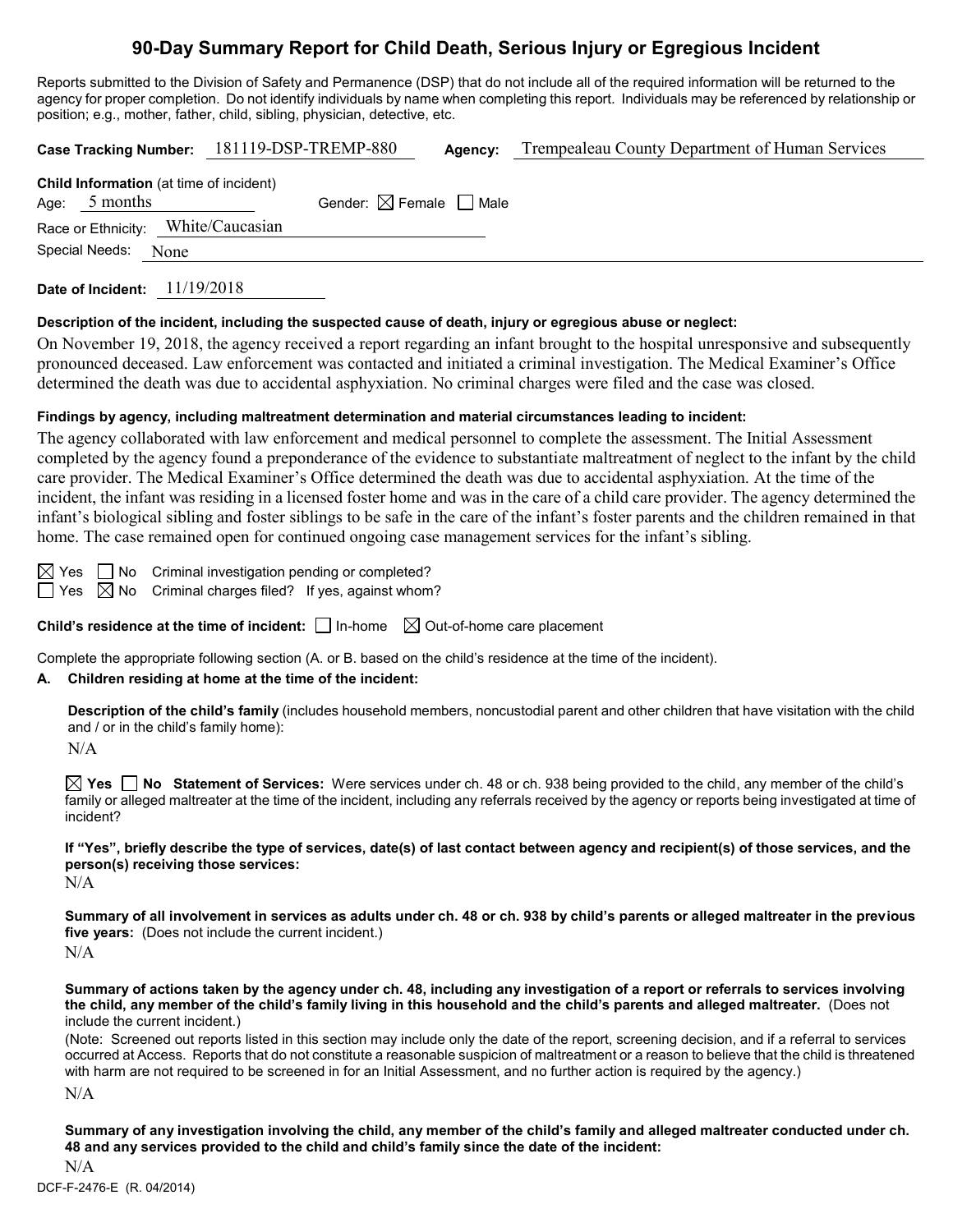# 90-Day Summary Report for Child Death, Serious Injury or Egregious Incident

Reports submitted to the Division of Safety and Permanence (DSP) that do not include all of the required information will be returned to the agency for proper completion. Do not identify individuals by name when completing this report. Individuals may be referenced by relationship or position; e.g., mother, father, child, sibling, physician, detective, etc.

**Case Tracking Number:** 181119-DSP-TREMP-880 **Agency:** Trempealeau County Department of Human Services

**Child Information** (at time of incident)

Age: 5 months Gender: ☒ Female ☐ Male

Race or Ethnicity: White/Caucasian

Special Needs: None

**Date of Incident:** 11/19/2018

**Description of the incident, including the suspected cause of death, injury or egregious abuse or neglect:**

On November 19, 2018, the agency received a report regarding an infant brought to the hospital unresponsive and subsequently pronounced deceased. Law enforcement was contacted and initiated a criminal investigation. The Medical Examiner's Office determined the death was due to accidental asphyxiation. No criminal charges were filed and the case was closed.

**Findings by agency, including maltreatment determination and material circumstances leading to incident:**

The agency collaborated with law enforcement and medical personnel to complete the assessment. The Initial Assessment completed by the agency found a preponderance of the evidence to substantiate maltreatment of neglect to the infant by the child care provider. The Medical Examiner's Office determined the death was due to accidental asphyxiation. At the time of the incident, the infant was residing in a licensed foster home and was in the care of a child care provider. The agency determined the infant's biological sibling and foster siblings to be safe in the care of the infant's foster parents and the children remained in that home. The case remained open for continued ongoing case management services for the infant's sibling.

☒ Yes ☐ No Criminal investigation pending or completed?

☐ Yes ☒ No Criminal charges filed? If yes, against whom?

**Child's residence at the time of incident:** ☐ In-home ☒ Out-of-home care placement

Complete the appropriate following section (A. or B. based on the child's residence at the time of the incident).

**A. Children residing at home at the time of the incident:**

**Description of the child's family** (includes household members, noncustodial parent and other children that have visitation with the child and / or in the child's family home):

N/A

☒ **Yes** ☐ **No Statement of Services:** Were services under ch. 48 or ch. 938 being provided to the child, any member of the child's family or alleged maltreater at the time of the incident, including any referrals received by the agency or reports being investigated at time of incident?

**If "Yes", briefly describe the type of services, date(s) of last contact between agency and recipient(s) of those services, and the person(s) receiving those services:**

N/A

**Summary of all involvement in services as adults under ch. 48 or ch. 938 by child's parents or alleged maltreater in the previous five years:** (Does not include the current incident.)

N/A

**Summary of actions taken by the agency under ch. 48, including any investigation of a report or referrals to services involving the child, any member of the child's family living in this household and the child's parents and alleged maltreater.** (Does not include the current incident.)

(Note: Screened out reports listed in this section may include only the date of the report, screening decision, and if a referral to services occurred at Access. Reports that do not constitute a reasonable suspicion of maltreatment or a reason to believe that the child is threatened with harm are not required to be screened in for an Initial Assessment, and no further action is required by the agency.)

N/A

**Summary of any investigation involving the child, any member of the child's family and alleged maltreater conducted under ch. 48 and any services provided to the child and child's family since the date of the incident:**

N/A

DCF-F-2476-E (R. 04/2014)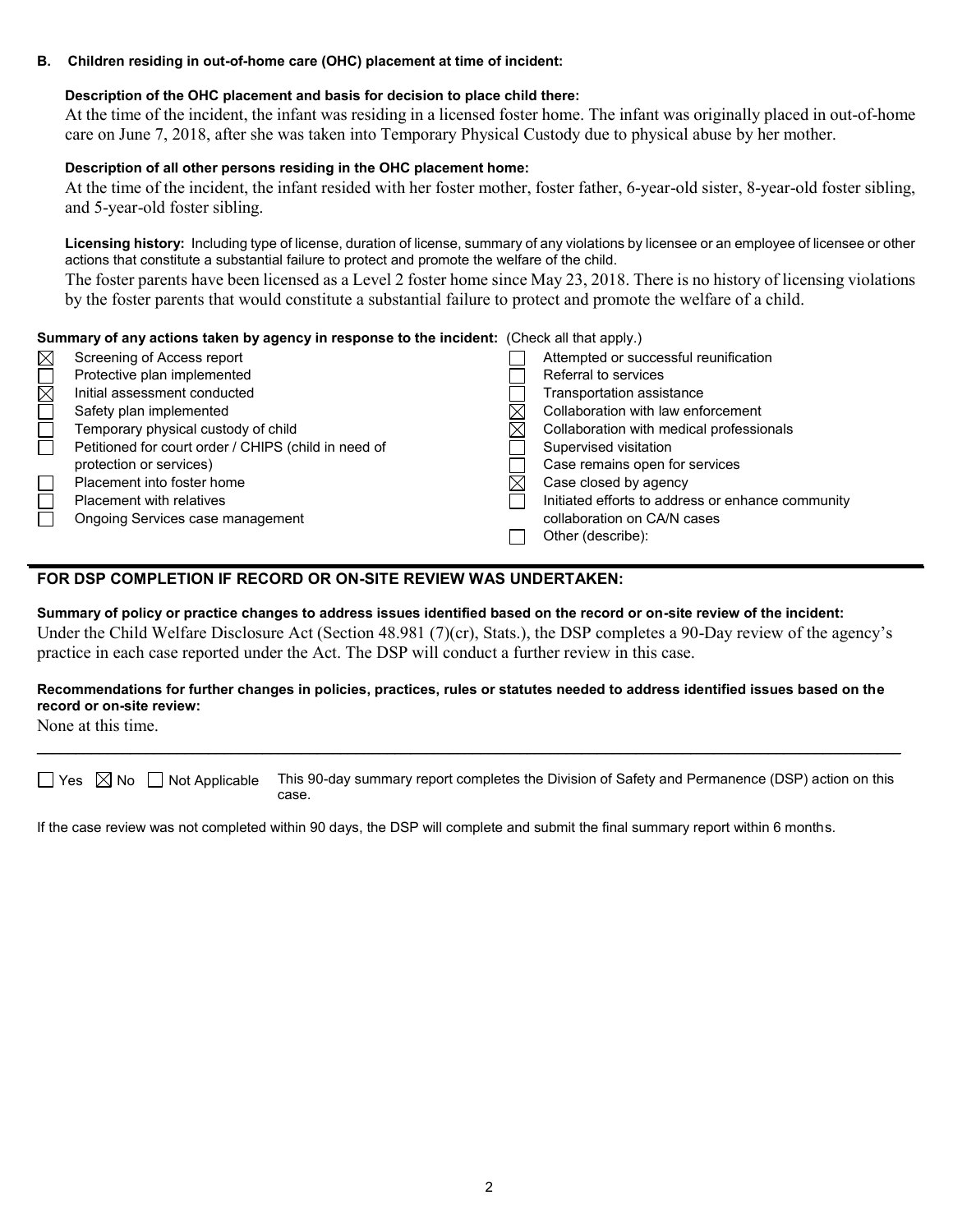**B. Children residing in out-of-home care (OHC) placement at time of incident:**

**Description of the OHC placement and basis for decision to place child there:**

At the time of the incident, the infant was residing in a licensed foster home. The infant was originally placed in out-of-home care on June 7, 2018, after she was taken into Temporary Physical Custody due to physical abuse by her mother.

**Description of all other persons residing in the OHC placement home:**

At the time of the incident, the infant resided with her foster mother, foster father, 6-year-old sister, 8-year-old foster sibling, and 5-year-old foster sibling.

**Licensing history:** Including type of license, duration of license, summary of any violations by licensee or an employee of licensee or other actions that constitute a substantial failure to protect and promote the welfare of the child.

The foster parents have been licensed as a Level 2 foster home since May 23, 2018. There is no history of licensing violations by the foster parents that would constitute a substantial failure to protect and promote the welfare of a child.

**Summary of any actions taken by agency in response to the incident:** (Check all that apply.)

- ☒ Screening of Access report
- ☐ Protective plan implemented
- ☒ Initial assessment conducted
- ☐ Safety plan implemented
- ☐ Temporary physical custody of child
- ☐ Petitioned for court order / CHIPS (child in need of protection or services)
- ☐ Placement into foster home
- ☐ Placement with relatives
- ☐ Ongoing Services case management
- ☐ Attempted or successful reunification
- ☐ Referral to services
- ☐ Transportation assistance
- ☒ Collaboration with law enforcement
- ☒ Collaboration with medical professionals
- ☐ Supervised visitation
- ☐ Case remains open for services
- ☒ Case closed by agency
- ☐ Initiated efforts to address or enhance community collaboration on CA/N cases
- ☐ Other (describe):

## FOR DSP COMPLETION IF RECORD OR ON-SITE REVIEW WAS UNDERTAKEN:

**Summary of policy or practice changes to address issues identified based on the record or on-site review of the incident:**

Under the Child Welfare Disclosure Act (Section 48.981 (7)(cr), Stats.), the DSP completes a 90-Day review of the agency's practice in each case reported under the Act. The DSP will conduct a further review in this case.

**Recommendations for further changes in policies, practices, rules or statutes needed to address identified issues based on the record or on-site review:**

None at this time.

---

☐ Yes ☒ No ☐ Not Applicable This 90-day summary report completes the Division of Safety and Permanence (DSP) action on this case.

If the case review was not completed within 90 days, the DSP will complete and submit the final summary report within 6 months.